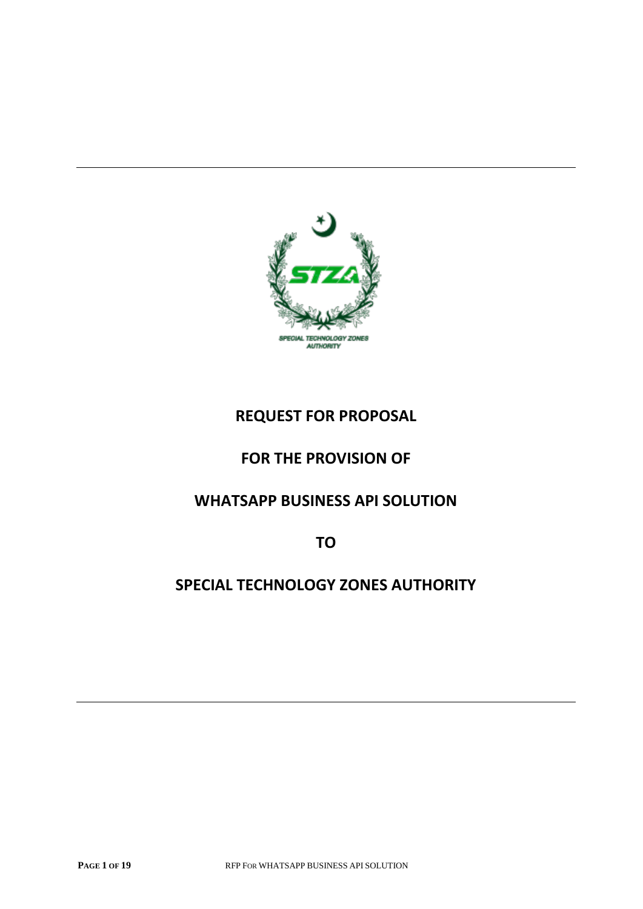# REQUEST FOR PROPOSAL

# FOR THE PROVISION OF

# WHATSAPP BUSINESS API SOLUTION

# TO

# SPECIAL TECHNOLOGY ZONES AUTHORITY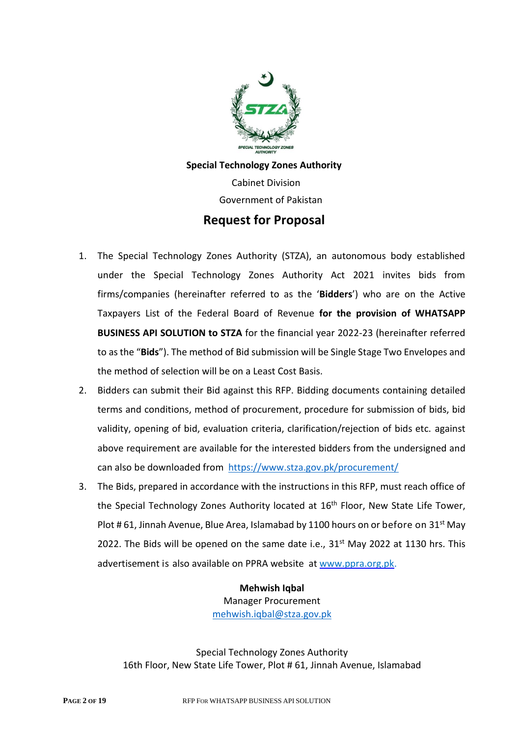**Special Technology Zones Authority**

Cabinet Division

Government of Pakistan

# Request for Proposal

1. The Special Technology Zones Authority (STZA), an autonomous body established under the Special Technology Zones Authority Act 2021 invites bids from firms/companies (hereinafter referred to as the '**Bidders**') who are on the Active Taxpayers List of the Federal Board of Revenue **for the provision of WHATSAPP BUSINESS API SOLUTION to STZA** for the financial year 2022-23 (hereinafter referred to as the "**Bids**"). The method of Bid submission will be Single Stage Two Envelopes and the method of selection will be on a Least Cost Basis.
2. Bidders can submit their Bid against this RFP. Bidding documents containing detailed terms and conditions, method of procurement, procedure for submission of bids, bid validity, opening of bid, evaluation criteria, clarification/rejection of bids etc. against above requirement are available for the interested bidders from the undersigned and can also be downloaded from https://www.stza.gov.pk/procurement/
3. The Bids, prepared in accordance with the instructions in this RFP, must reach office of the Special Technology Zones Authority located at 16th Floor, New State Life Tower, Plot # 61, Jinnah Avenue, Blue Area, Islamabad by 1100 hours on or before on 31st May 2022. The Bids will be opened on the same date i.e., 31st May 2022 at 1130 hrs. This advertisement is also available on PPRA website at www.ppra.org.pk.

**Mehwish Iqbal**
Manager Procurement
mehwish.iqbal@stza.gov.pk

Special Technology Zones Authority
16th Floor, New State Life Tower, Plot # 61, Jinnah Avenue, Islamabad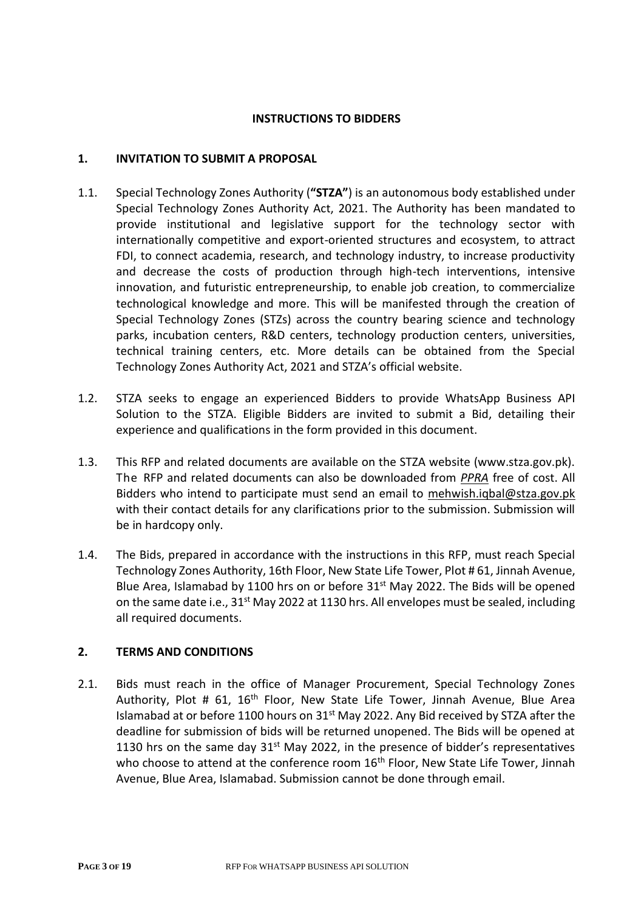## INSTRUCTIONS TO BIDDERS

### 1. INVITATION TO SUBMIT A PROPOSAL

1.1. Special Technology Zones Authority (**"STZA"**) is an autonomous body established under Special Technology Zones Authority Act, 2021. The Authority has been mandated to provide institutional and legislative support for the technology sector with internationally competitive and export-oriented structures and ecosystem, to attract FDI, to connect academia, research, and technology industry, to increase productivity and decrease the costs of production through high-tech interventions, intensive innovation, and futuristic entrepreneurship, to enable job creation, to commercialize technological knowledge and more. This will be manifested through the creation of Special Technology Zones (STZs) across the country bearing science and technology parks, incubation centers, R&D centers, technology production centers, universities, technical training centers, etc. More details can be obtained from the Special Technology Zones Authority Act, 2021 and STZA's official website.

1.2. STZA seeks to engage an experienced Bidders to provide WhatsApp Business API Solution to the STZA. Eligible Bidders are invited to submit a Bid, detailing their experience and qualifications in the form provided in this document.

1.3. This RFP and related documents are available on the STZA website (www.stza.gov.pk). The RFP and related documents can also be downloaded from *PPRA* free of cost. All Bidders who intend to participate must send an email to mehwish.iqbal@stza.gov.pk with their contact details for any clarifications prior to the submission. Submission will be in hardcopy only.

1.4. The Bids, prepared in accordance with the instructions in this RFP, must reach Special Technology Zones Authority, 16th Floor, New State Life Tower, Plot # 61, Jinnah Avenue, Blue Area, Islamabad by 1100 hrs on or before 31st May 2022. The Bids will be opened on the same date i.e., 31st May 2022 at 1130 hrs. All envelopes must be sealed, including all required documents.

### 2. TERMS AND CONDITIONS

2.1. Bids must reach in the office of Manager Procurement, Special Technology Zones Authority, Plot # 61, 16th Floor, New State Life Tower, Jinnah Avenue, Blue Area Islamabad at or before 1100 hours on 31st May 2022. Any Bid received by STZA after the deadline for submission of bids will be returned unopened. The Bids will be opened at 1130 hrs on the same day 31st May 2022, in the presence of bidder's representatives who choose to attend at the conference room 16th Floor, New State Life Tower, Jinnah Avenue, Blue Area, Islamabad. Submission cannot be done through email.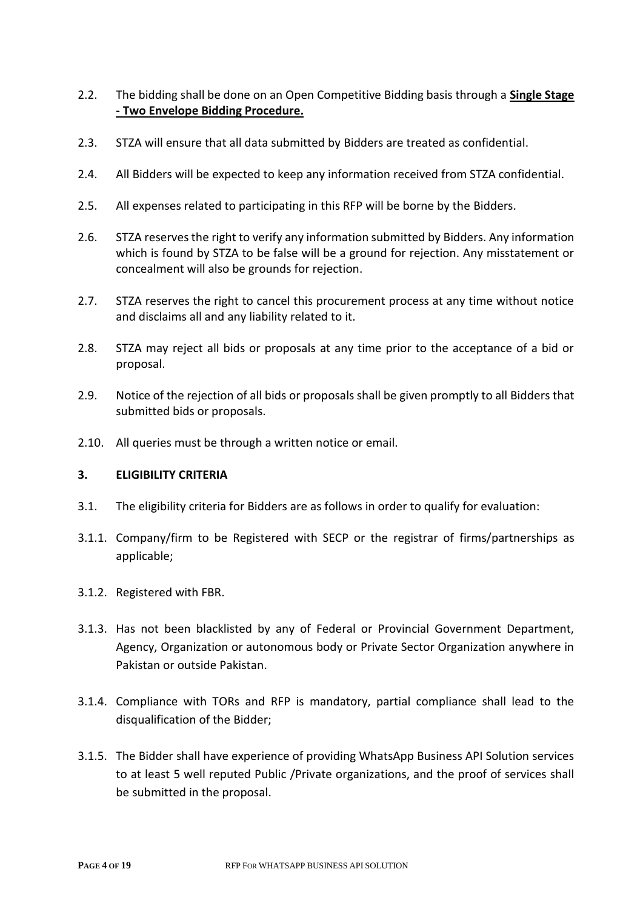2.2. The bidding shall be done on an Open Competitive Bidding basis through a **Single Stage - Two Envelope Bidding Procedure.**

2.3. STZA will ensure that all data submitted by Bidders are treated as confidential.

2.4. All Bidders will be expected to keep any information received from STZA confidential.

2.5. All expenses related to participating in this RFP will be borne by the Bidders.

2.6. STZA reserves the right to verify any information submitted by Bidders. Any information which is found by STZA to be false will be a ground for rejection. Any misstatement or concealment will also be grounds for rejection.

2.7. STZA reserves the right to cancel this procurement process at any time without notice and disclaims all and any liability related to it.

2.8. STZA may reject all bids or proposals at any time prior to the acceptance of a bid or proposal.

2.9. Notice of the rejection of all bids or proposals shall be given promptly to all Bidders that submitted bids or proposals.

2.10. All queries must be through a written notice or email.

## 3. ELIGIBILITY CRITERIA

3.1. The eligibility criteria for Bidders are as follows in order to qualify for evaluation:

3.1.1. Company/firm to be Registered with SECP or the registrar of firms/partnerships as applicable;

3.1.2. Registered with FBR.

3.1.3. Has not been blacklisted by any of Federal or Provincial Government Department, Agency, Organization or autonomous body or Private Sector Organization anywhere in Pakistan or outside Pakistan.

3.1.4. Compliance with TORs and RFP is mandatory, partial compliance shall lead to the disqualification of the Bidder;

3.1.5. The Bidder shall have experience of providing WhatsApp Business API Solution services to at least 5 well reputed Public /Private organizations, and the proof of services shall be submitted in the proposal.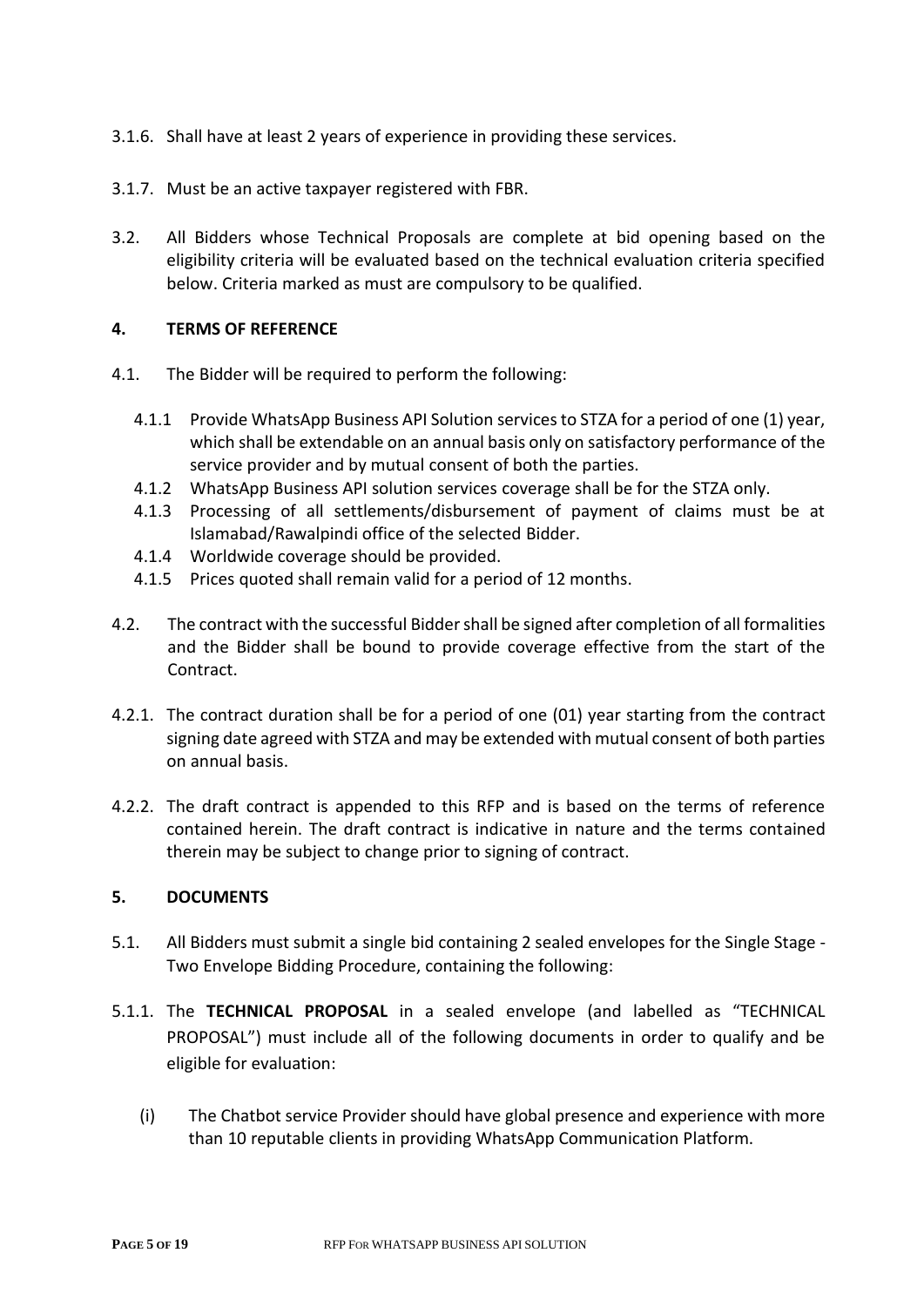3.1.6. Shall have at least 2 years of experience in providing these services.

3.1.7. Must be an active taxpayer registered with FBR.

3.2. All Bidders whose Technical Proposals are complete at bid opening based on the eligibility criteria will be evaluated based on the technical evaluation criteria specified below. Criteria marked as must are compulsory to be qualified.

## 4. TERMS OF REFERENCE

4.1. The Bidder will be required to perform the following:

- 4.1.1 Provide WhatsApp Business API Solution services to STZA for a period of one (1) year, which shall be extendable on an annual basis only on satisfactory performance of the service provider and by mutual consent of both the parties.
- 4.1.2 WhatsApp Business API solution services coverage shall be for the STZA only.
- 4.1.3 Processing of all settlements/disbursement of payment of claims must be at Islamabad/Rawalpindi office of the selected Bidder.
- 4.1.4 Worldwide coverage should be provided.
- 4.1.5 Prices quoted shall remain valid for a period of 12 months.

4.2. The contract with the successful Bidder shall be signed after completion of all formalities and the Bidder shall be bound to provide coverage effective from the start of the Contract.

4.2.1. The contract duration shall be for a period of one (01) year starting from the contract signing date agreed with STZA and may be extended with mutual consent of both parties on annual basis.

4.2.2. The draft contract is appended to this RFP and is based on the terms of reference contained herein. The draft contract is indicative in nature and the terms contained therein may be subject to change prior to signing of contract.

## 5. DOCUMENTS

5.1. All Bidders must submit a single bid containing 2 sealed envelopes for the Single Stage - Two Envelope Bidding Procedure, containing the following:

5.1.1. The **TECHNICAL PROPOSAL** in a sealed envelope (and labelled as "TECHNICAL PROPOSAL") must include all of the following documents in order to qualify and be eligible for evaluation:

- (i) The Chatbot service Provider should have global presence and experience with more than 10 reputable clients in providing WhatsApp Communication Platform.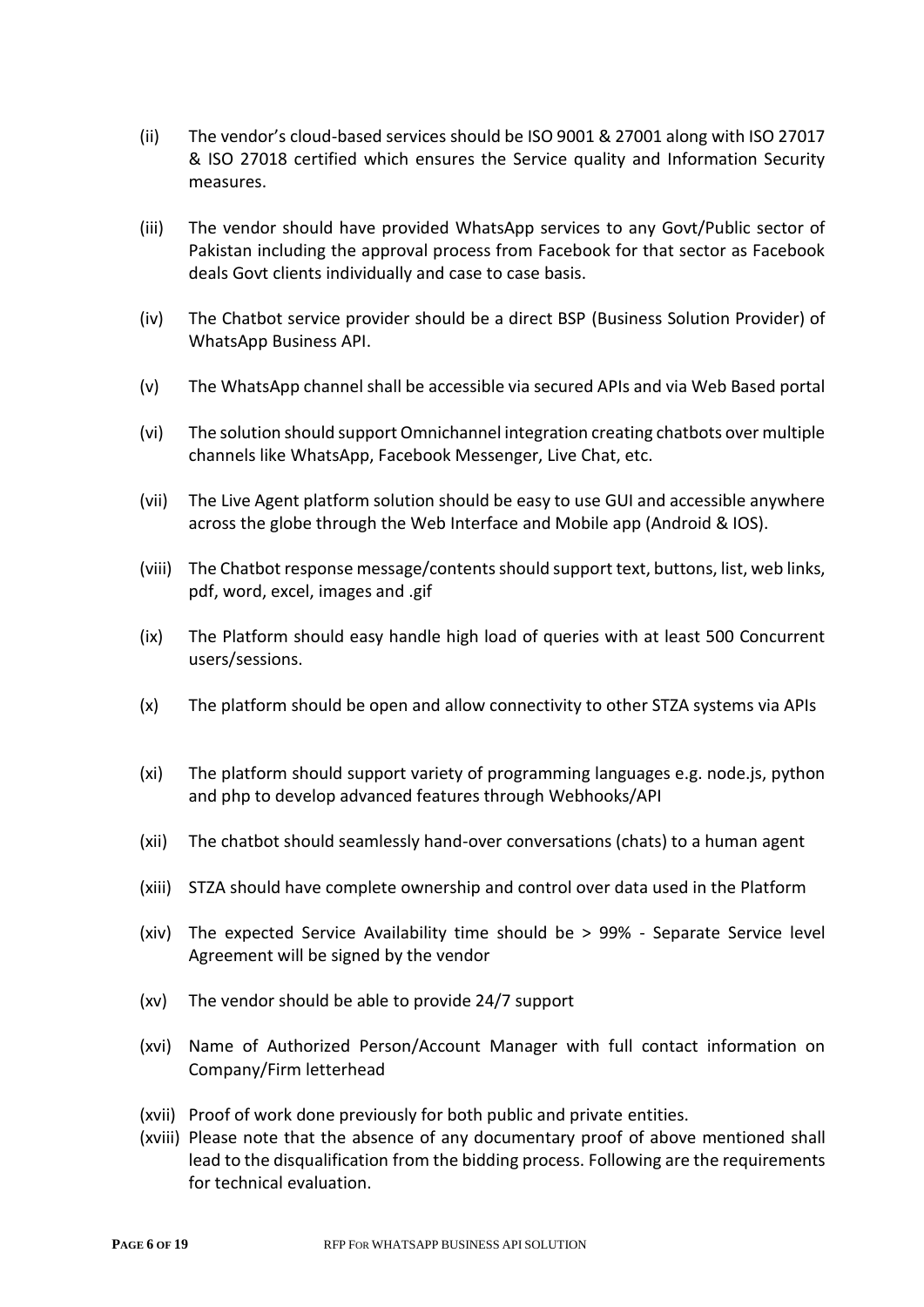(ii) The vendor's cloud-based services should be ISO 9001 & 27001 along with ISO 27017 & ISO 27018 certified which ensures the Service quality and Information Security measures.

(iii) The vendor should have provided WhatsApp services to any Govt/Public sector of Pakistan including the approval process from Facebook for that sector as Facebook deals Govt clients individually and case to case basis.

(iv) The Chatbot service provider should be a direct BSP (Business Solution Provider) of WhatsApp Business API.

(v) The WhatsApp channel shall be accessible via secured APIs and via Web Based portal

(vi) The solution should support Omnichannel integration creating chatbots over multiple channels like WhatsApp, Facebook Messenger, Live Chat, etc.

(vii) The Live Agent platform solution should be easy to use GUI and accessible anywhere across the globe through the Web Interface and Mobile app (Android & IOS).

(viii) The Chatbot response message/contents should support text, buttons, list, web links, pdf, word, excel, images and .gif

(ix) The Platform should easy handle high load of queries with at least 500 Concurrent users/sessions.

(x) The platform should be open and allow connectivity to other STZA systems via APIs

(xi) The platform should support variety of programming languages e.g. node.js, python and php to develop advanced features through Webhooks/API

(xii) The chatbot should seamlessly hand-over conversations (chats) to a human agent

(xiii) STZA should have complete ownership and control over data used in the Platform

(xiv) The expected Service Availability time should be > 99% - Separate Service level Agreement will be signed by the vendor

(xv) The vendor should be able to provide 24/7 support

(xvi) Name of Authorized Person/Account Manager with full contact information on Company/Firm letterhead

(xvii) Proof of work done previously for both public and private entities.

(xviii) Please note that the absence of any documentary proof of above mentioned shall lead to the disqualification from the bidding process. Following are the requirements for technical evaluation.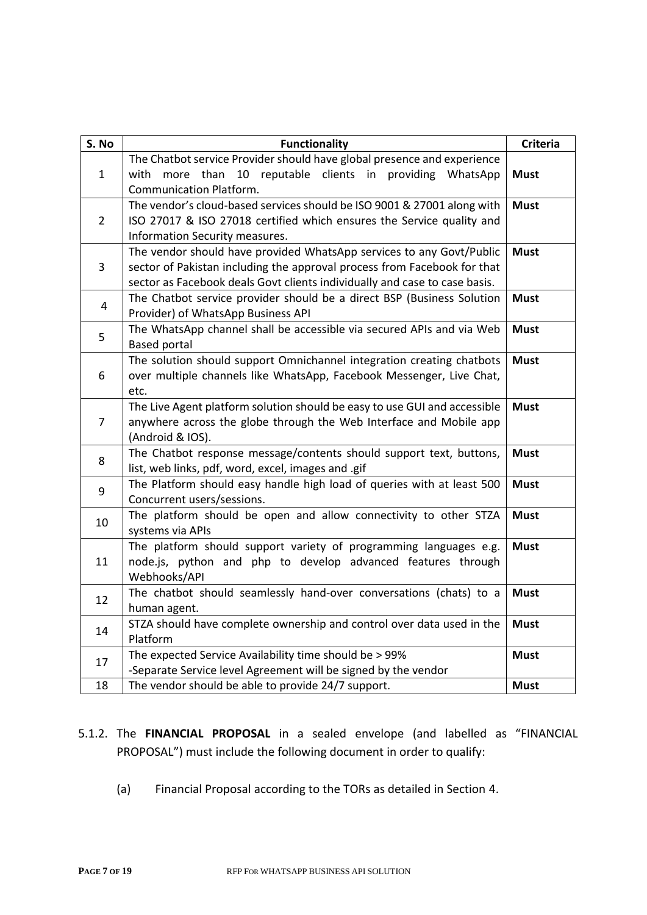| S. No | Functionality | Criteria |
|---|---|---|
| 1 | The Chatbot service Provider should have global presence and experience with more than 10 reputable clients in providing WhatsApp Communication Platform. | **Must** |
| 2 | The vendor's cloud-based services should be ISO 9001 & 27001 along with ISO 27017 & ISO 27018 certified which ensures the Service quality and Information Security measures. | **Must** |
| 3 | The vendor should have provided WhatsApp services to any Govt/Public sector of Pakistan including the approval process from Facebook for that sector as Facebook deals Govt clients individually and case to case basis. | **Must** |
| 4 | The Chatbot service provider should be a direct BSP (Business Solution Provider) of WhatsApp Business API | **Must** |
| 5 | The WhatsApp channel shall be accessible via secured APIs and via Web Based portal | **Must** |
| 6 | The solution should support Omnichannel integration creating chatbots over multiple channels like WhatsApp, Facebook Messenger, Live Chat, etc. | **Must** |
| 7 | The Live Agent platform solution should be easy to use GUI and accessible anywhere across the globe through the Web Interface and Mobile app (Android & IOS). | **Must** |
| 8 | The Chatbot response message/contents should support text, buttons, list, web links, pdf, word, excel, images and .gif | **Must** |
| 9 | The Platform should easy handle high load of queries with at least 500 Concurrent users/sessions. | **Must** |
| 10 | The platform should be open and allow connectivity to other STZA systems via APIs | **Must** |
| 11 | The platform should support variety of programming languages e.g. node.js, python and php to develop advanced features through Webhooks/API | **Must** |
| 12 | The chatbot should seamlessly hand-over conversations (chats) to a human agent. | **Must** |
| 14 | STZA should have complete ownership and control over data used in the Platform | **Must** |
| 17 | The expected Service Availability time should be > 99%<br>-Separate Service level Agreement will be signed by the vendor | **Must** |
| 18 | The vendor should be able to provide 24/7 support. | **Must** |

5.1.2. The **FINANCIAL PROPOSAL** in a sealed envelope (and labelled as "FINANCIAL PROPOSAL") must include the following document in order to qualify:

(a) Financial Proposal according to the TORs as detailed in Section 4.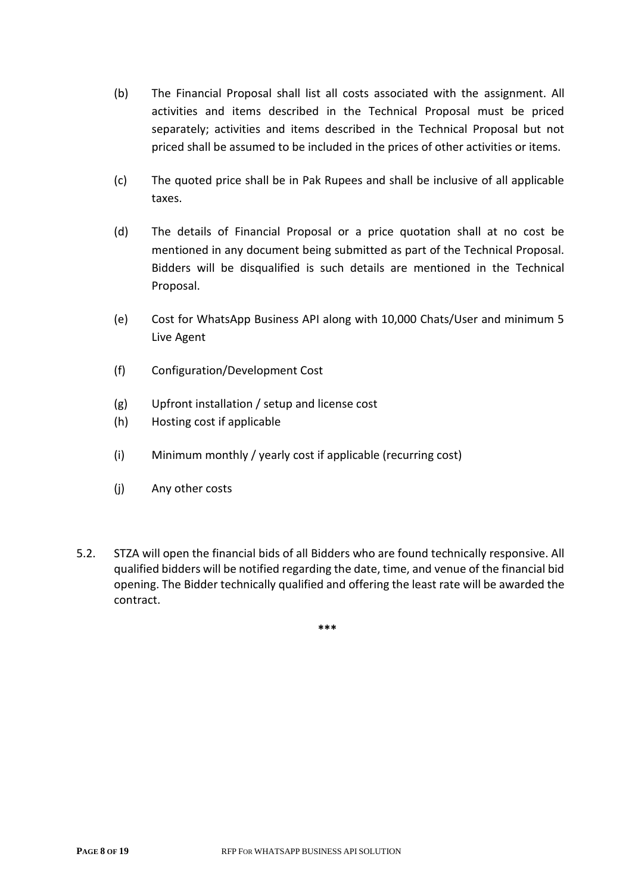(b) The Financial Proposal shall list all costs associated with the assignment. All activities and items described in the Technical Proposal must be priced separately; activities and items described in the Technical Proposal but not priced shall be assumed to be included in the prices of other activities or items.

(c) The quoted price shall be in Pak Rupees and shall be inclusive of all applicable taxes.

(d) The details of Financial Proposal or a price quotation shall at no cost be mentioned in any document being submitted as part of the Technical Proposal. Bidders will be disqualified is such details are mentioned in the Technical Proposal.

(e) Cost for WhatsApp Business API along with 10,000 Chats/User and minimum 5 Live Agent

(f) Configuration/Development Cost

(g) Upfront installation / setup and license cost

(h) Hosting cost if applicable

(i) Minimum monthly / yearly cost if applicable (recurring cost)

(j) Any other costs

5.2. STZA will open the financial bids of all Bidders who are found technically responsive. All qualified bidders will be notified regarding the date, time, and venue of the financial bid opening. The Bidder technically qualified and offering the least rate will be awarded the contract.

***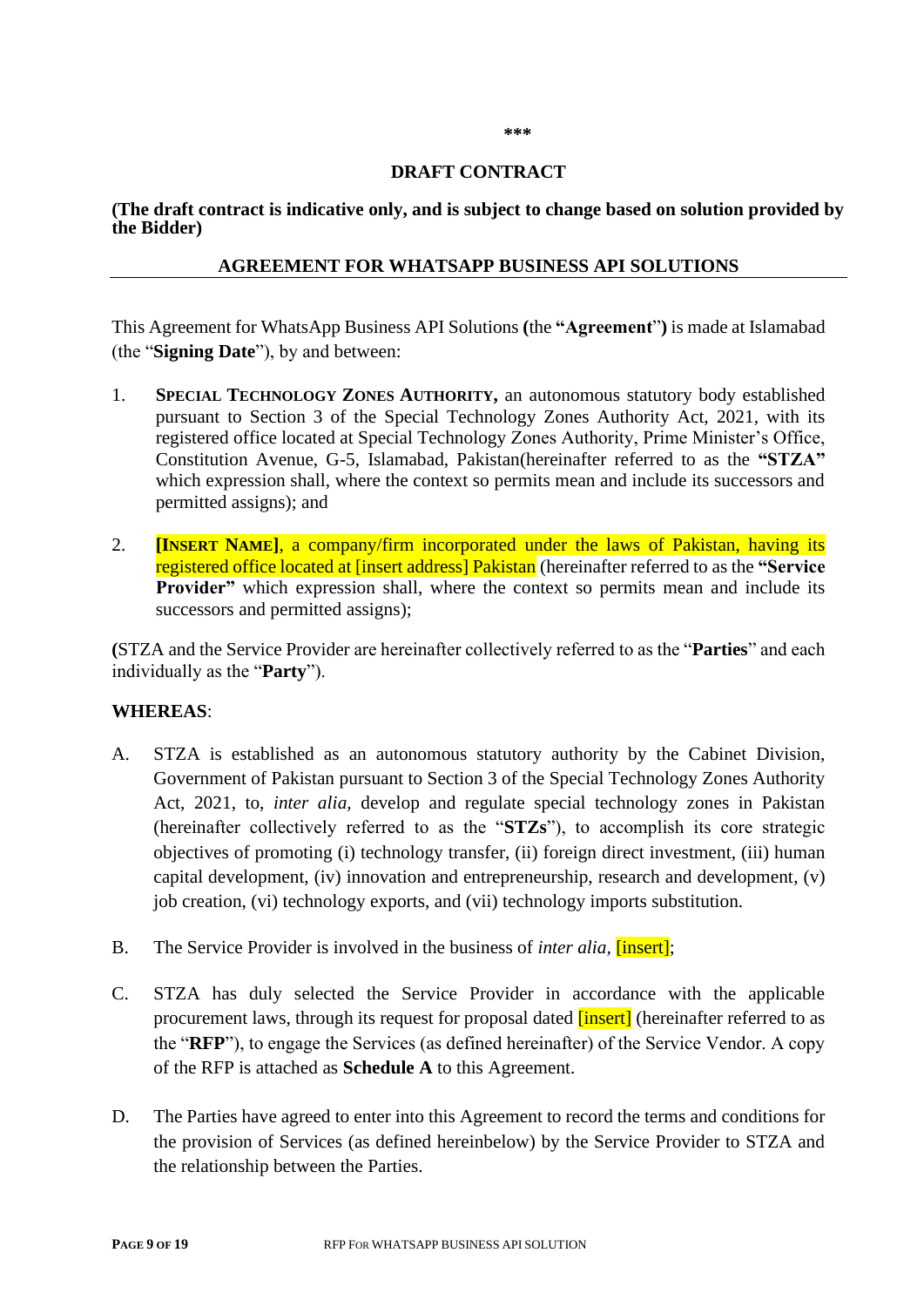\*\*\*

## DRAFT CONTRACT

**(The draft contract is indicative only, and is subject to change based on solution provided by the Bidder)**

## AGREEMENT FOR WHATSAPP BUSINESS API SOLUTIONS

This Agreement for WhatsApp Business API Solutions **(**the **"Agreement**"**)** is made at Islamabad (the "**Signing Date**"), by and between:

1. **SPECIAL TECHNOLOGY ZONES AUTHORITY,** an autonomous statutory body established pursuant to Section 3 of the Special Technology Zones Authority Act, 2021, with its registered office located at Special Technology Zones Authority, Prime Minister's Office, Constitution Avenue, G-5, Islamabad, Pakistan(hereinafter referred to as the **"STZA"** which expression shall, where the context so permits mean and include its successors and permitted assigns); and

2. **[INSERT NAME]**, a company/firm incorporated under the laws of Pakistan, having its registered office located at [insert address] Pakistan (hereinafter referred to as the **"Service Provider"** which expression shall, where the context so permits mean and include its successors and permitted assigns);

**(**STZA and the Service Provider are hereinafter collectively referred to as the "**Parties**" and each individually as the "**Party**").

**WHEREAS**:

A. STZA is established as an autonomous statutory authority by the Cabinet Division, Government of Pakistan pursuant to Section 3 of the Special Technology Zones Authority Act, 2021, to, *inter alia,* develop and regulate special technology zones in Pakistan (hereinafter collectively referred to as the "**STZs**"), to accomplish its core strategic objectives of promoting (i) technology transfer, (ii) foreign direct investment, (iii) human capital development, (iv) innovation and entrepreneurship, research and development, (v) job creation, (vi) technology exports, and (vii) technology imports substitution.

B. The Service Provider is involved in the business of *inter alia,* [insert];

C. STZA has duly selected the Service Provider in accordance with the applicable procurement laws, through its request for proposal dated [insert] (hereinafter referred to as the "**RFP**"), to engage the Services (as defined hereinafter) of the Service Vendor. A copy of the RFP is attached as **Schedule A** to this Agreement.

D. The Parties have agreed to enter into this Agreement to record the terms and conditions for the provision of Services (as defined hereinbelow) by the Service Provider to STZA and the relationship between the Parties.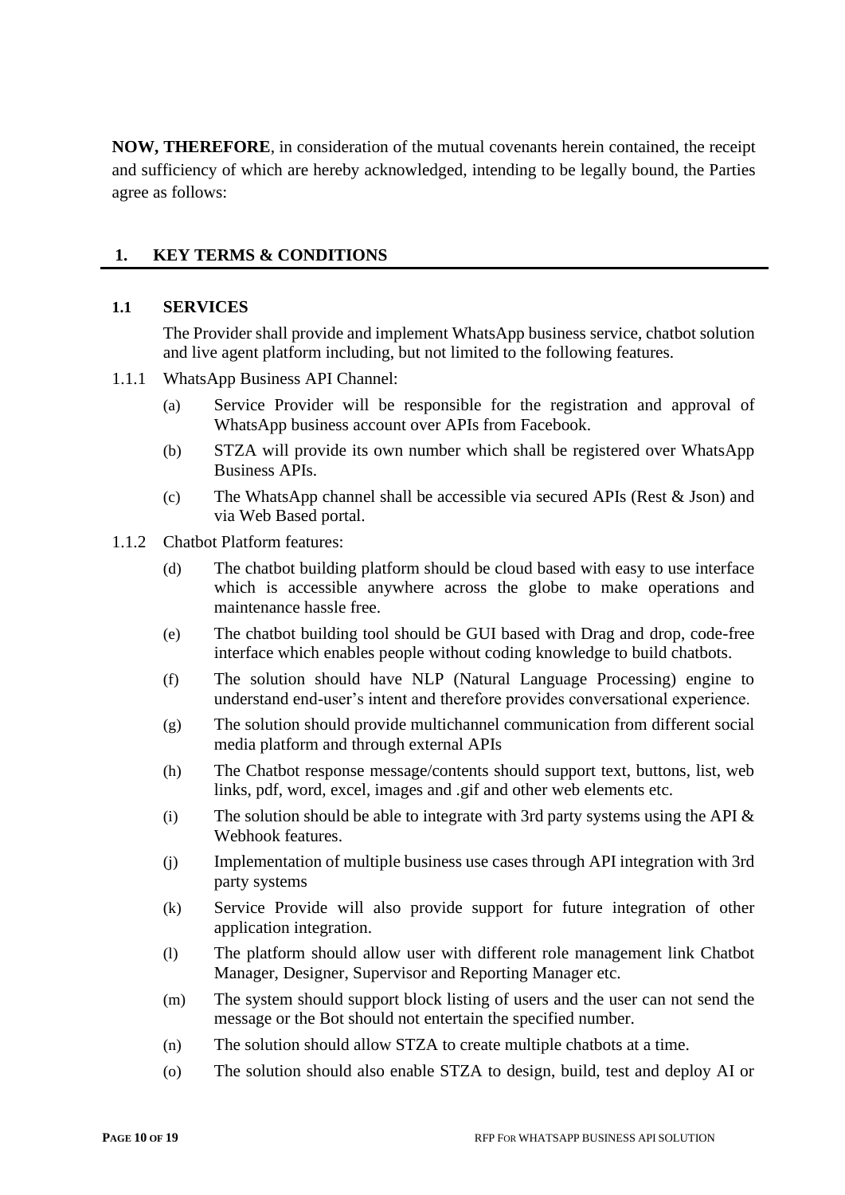**NOW, THEREFORE**, in consideration of the mutual covenants herein contained, the receipt and sufficiency of which are hereby acknowledged, intending to be legally bound, the Parties agree as follows:

## 1. KEY TERMS & CONDITIONS

### 1.1 SERVICES

The Provider shall provide and implement WhatsApp business service, chatbot solution and live agent platform including, but not limited to the following features.

1.1.1 WhatsApp Business API Channel:

(a) Service Provider will be responsible for the registration and approval of WhatsApp business account over APIs from Facebook.

(b) STZA will provide its own number which shall be registered over WhatsApp Business APIs.

(c) The WhatsApp channel shall be accessible via secured APIs (Rest & Json) and via Web Based portal.

1.1.2 Chatbot Platform features:

(d) The chatbot building platform should be cloud based with easy to use interface which is accessible anywhere across the globe to make operations and maintenance hassle free.

(e) The chatbot building tool should be GUI based with Drag and drop, code-free interface which enables people without coding knowledge to build chatbots.

(f) The solution should have NLP (Natural Language Processing) engine to understand end-user's intent and therefore provides conversational experience.

(g) The solution should provide multichannel communication from different social media platform and through external APIs

(h) The Chatbot response message/contents should support text, buttons, list, web links, pdf, word, excel, images and .gif and other web elements etc.

(i) The solution should be able to integrate with 3rd party systems using the API & Webhook features.

(j) Implementation of multiple business use cases through API integration with 3rd party systems

(k) Service Provide will also provide support for future integration of other application integration.

(l) The platform should allow user with different role management link Chatbot Manager, Designer, Supervisor and Reporting Manager etc.

(m) The system should support block listing of users and the user can not send the message or the Bot should not entertain the specified number.

(n) The solution should allow STZA to create multiple chatbots at a time.

(o) The solution should also enable STZA to design, build, test and deploy AI or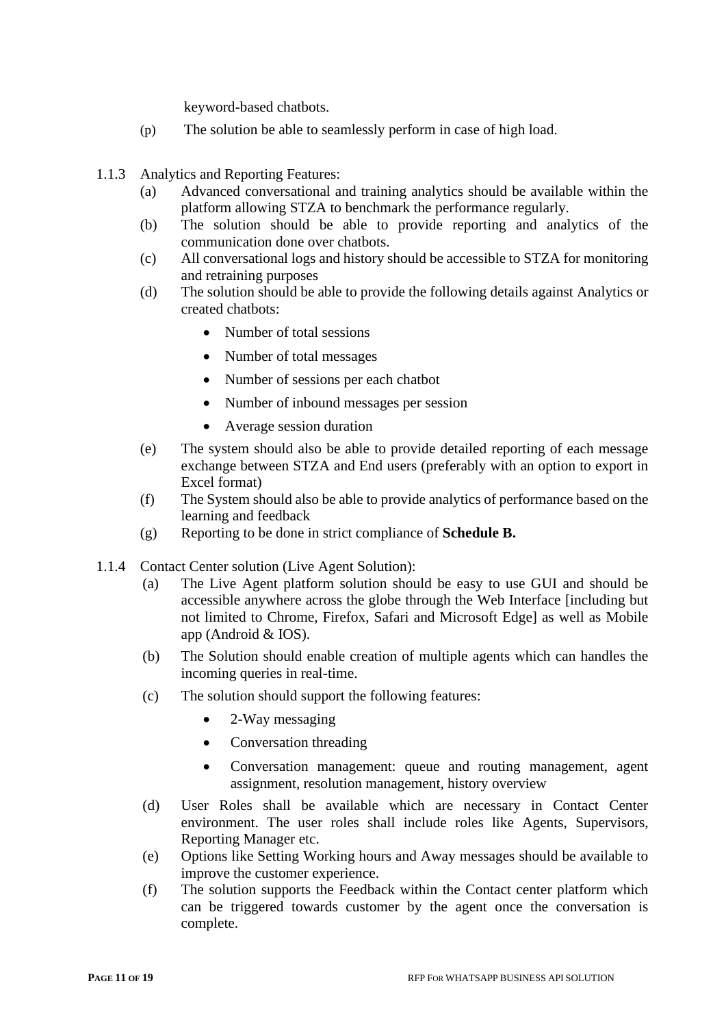keyword-based chatbots.

(p) The solution be able to seamlessly perform in case of high load.

1.1.3 Analytics and Reporting Features:

(a) Advanced conversational and training analytics should be available within the platform allowing STZA to benchmark the performance regularly.

(b) The solution should be able to provide reporting and analytics of the communication done over chatbots.

(c) All conversational logs and history should be accessible to STZA for monitoring and retraining purposes

(d) The solution should be able to provide the following details against Analytics or created chatbots:

- Number of total sessions
- Number of total messages
- Number of sessions per each chatbot
- Number of inbound messages per session
- Average session duration

(e) The system should also be able to provide detailed reporting of each message exchange between STZA and End users (preferably with an option to export in Excel format)

(f) The System should also be able to provide analytics of performance based on the learning and feedback

(g) Reporting to be done in strict compliance of **Schedule B.**

1.1.4 Contact Center solution (Live Agent Solution):

(a) The Live Agent platform solution should be easy to use GUI and should be accessible anywhere across the globe through the Web Interface [including but not limited to Chrome, Firefox, Safari and Microsoft Edge] as well as Mobile app (Android & IOS).

(b) The Solution should enable creation of multiple agents which can handles the incoming queries in real-time.

(c) The solution should support the following features:

- 2-Way messaging
- Conversation threading
- Conversation management: queue and routing management, agent assignment, resolution management, history overview

(d) User Roles shall be available which are necessary in Contact Center environment. The user roles shall include roles like Agents, Supervisors, Reporting Manager etc.

(e) Options like Setting Working hours and Away messages should be available to improve the customer experience.

(f) The solution supports the Feedback within the Contact center platform which can be triggered towards customer by the agent once the conversation is complete.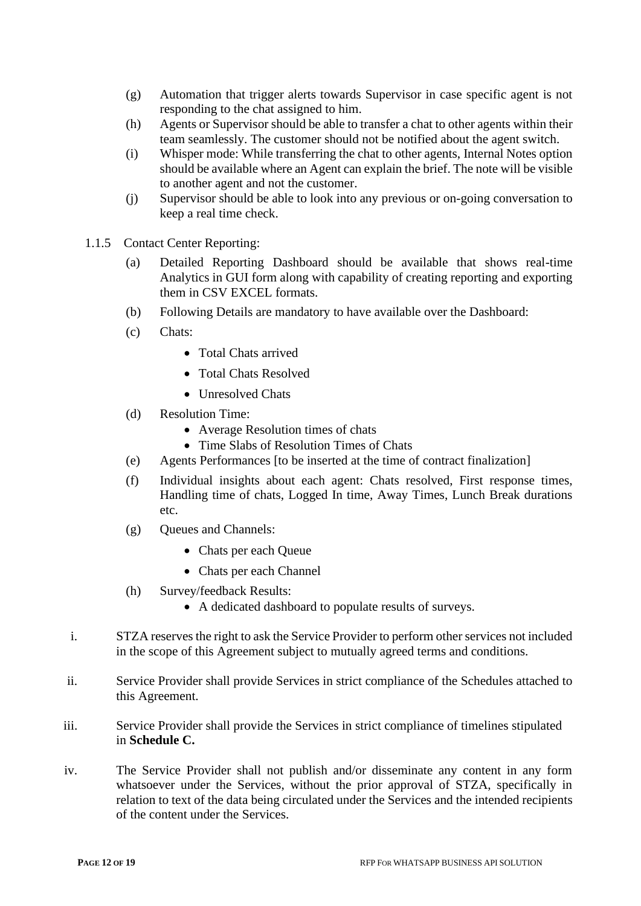(g) Automation that trigger alerts towards Supervisor in case specific agent is not responding to the chat assigned to him.

(h) Agents or Supervisor should be able to transfer a chat to other agents within their team seamlessly. The customer should not be notified about the agent switch.

(i) Whisper mode: While transferring the chat to other agents, Internal Notes option should be available where an Agent can explain the brief. The note will be visible to another agent and not the customer.

(j) Supervisor should be able to look into any previous or on-going conversation to keep a real time check.

1.1.5 Contact Center Reporting:

(a) Detailed Reporting Dashboard should be available that shows real-time Analytics in GUI form along with capability of creating reporting and exporting them in CSV EXCEL formats.

(b) Following Details are mandatory to have available over the Dashboard:

(c) Chats:

- Total Chats arrived
- Total Chats Resolved
- Unresolved Chats

(d) Resolution Time:

- Average Resolution times of chats
- Time Slabs of Resolution Times of Chats

(e) Agents Performances [to be inserted at the time of contract finalization]

(f) Individual insights about each agent: Chats resolved, First response times, Handling time of chats, Logged In time, Away Times, Lunch Break durations etc.

(g) Queues and Channels:

- Chats per each Queue
- Chats per each Channel

(h) Survey/feedback Results:

- A dedicated dashboard to populate results of surveys.

i. STZA reserves the right to ask the Service Provider to perform other services not included in the scope of this Agreement subject to mutually agreed terms and conditions.

ii. Service Provider shall provide Services in strict compliance of the Schedules attached to this Agreement.

iii. Service Provider shall provide the Services in strict compliance of timelines stipulated in **Schedule C.**

iv. The Service Provider shall not publish and/or disseminate any content in any form whatsoever under the Services, without the prior approval of STZA, specifically in relation to text of the data being circulated under the Services and the intended recipients of the content under the Services.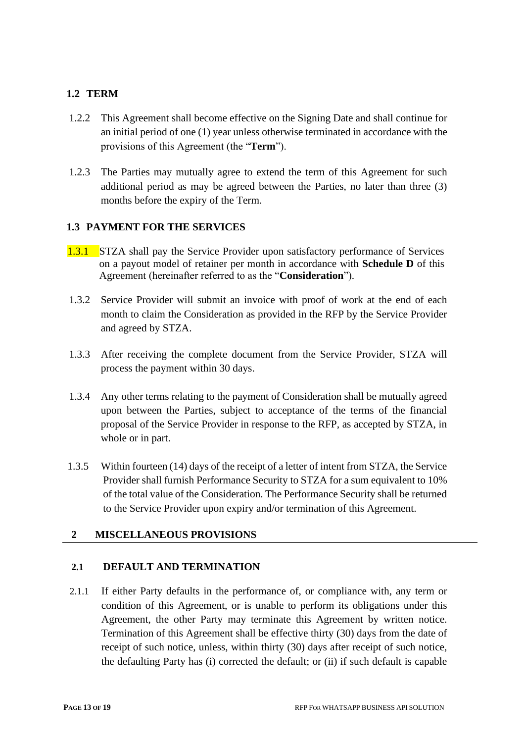### 1.2 TERM

1.2.2 This Agreement shall become effective on the Signing Date and shall continue for an initial period of one (1) year unless otherwise terminated in accordance with the provisions of this Agreement (the "**Term**").

1.2.3 The Parties may mutually agree to extend the term of this Agreement for such additional period as may be agreed between the Parties, no later than three (3) months before the expiry of the Term.

### 1.3 PAYMENT FOR THE SERVICES

1.3.1 STZA shall pay the Service Provider upon satisfactory performance of Services on a payout model of retainer per month in accordance with **Schedule D** of this Agreement (hereinafter referred to as the "**Consideration**").

1.3.2 Service Provider will submit an invoice with proof of work at the end of each month to claim the Consideration as provided in the RFP by the Service Provider and agreed by STZA.

1.3.3 After receiving the complete document from the Service Provider, STZA will process the payment within 30 days.

1.3.4 Any other terms relating to the payment of Consideration shall be mutually agreed upon between the Parties, subject to acceptance of the terms of the financial proposal of the Service Provider in response to the RFP, as accepted by STZA, in whole or in part.

1.3.5 Within fourteen (14) days of the receipt of a letter of intent from STZA, the Service Provider shall furnish Performance Security to STZA for a sum equivalent to 10% of the total value of the Consideration. The Performance Security shall be returned to the Service Provider upon expiry and/or termination of this Agreement.

## 2 MISCELLANEOUS PROVISIONS

### 2.1 DEFAULT AND TERMINATION

2.1.1 If either Party defaults in the performance of, or compliance with, any term or condition of this Agreement, or is unable to perform its obligations under this Agreement, the other Party may terminate this Agreement by written notice. Termination of this Agreement shall be effective thirty (30) days from the date of receipt of such notice, unless, within thirty (30) days after receipt of such notice, the defaulting Party has (i) corrected the default; or (ii) if such default is capable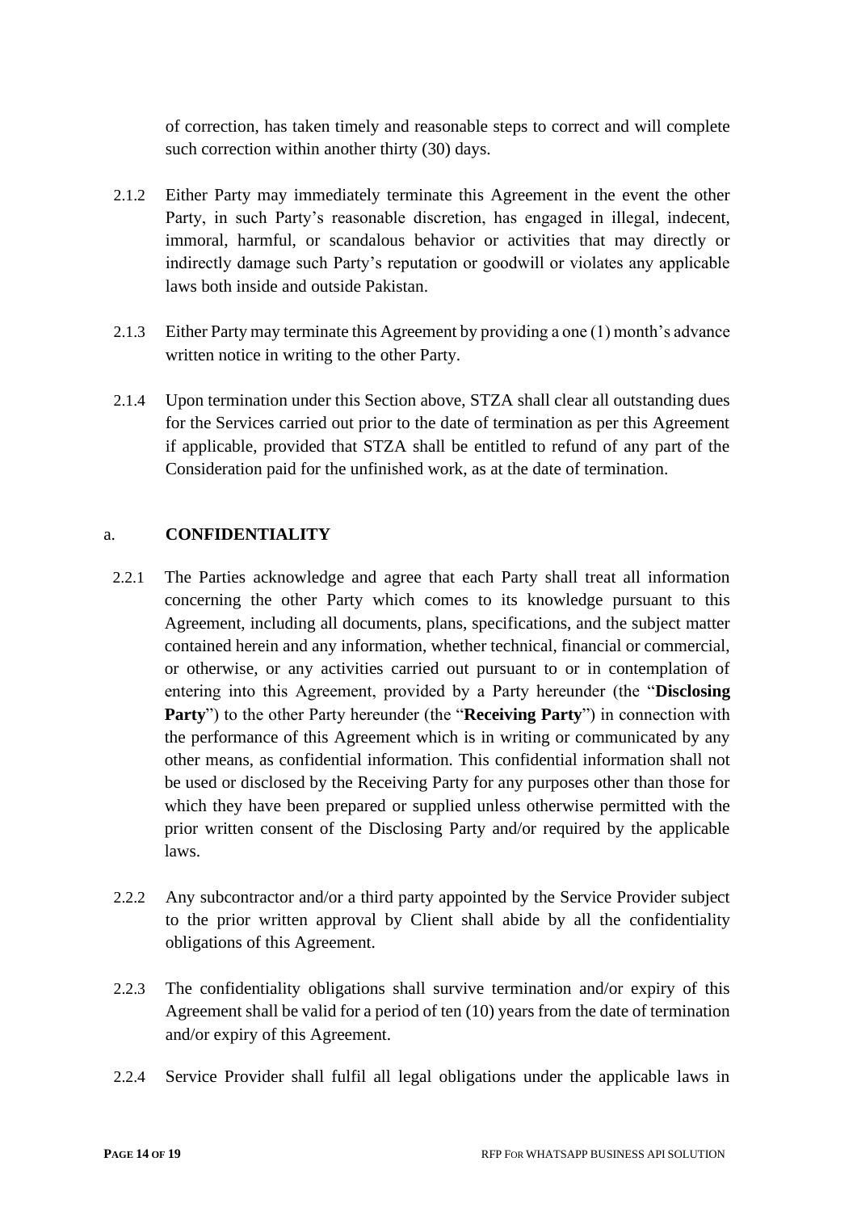of correction, has taken timely and reasonable steps to correct and will complete such correction within another thirty (30) days.

2.1.2 Either Party may immediately terminate this Agreement in the event the other Party, in such Party's reasonable discretion, has engaged in illegal, indecent, immoral, harmful, or scandalous behavior or activities that may directly or indirectly damage such Party's reputation or goodwill or violates any applicable laws both inside and outside Pakistan.

2.1.3 Either Party may terminate this Agreement by providing a one (1) month's advance written notice in writing to the other Party.

2.1.4 Upon termination under this Section above, STZA shall clear all outstanding dues for the Services carried out prior to the date of termination as per this Agreement if applicable, provided that STZA shall be entitled to refund of any part of the Consideration paid for the unfinished work, as at the date of termination.

## a. CONFIDENTIALITY

2.2.1 The Parties acknowledge and agree that each Party shall treat all information concerning the other Party which comes to its knowledge pursuant to this Agreement, including all documents, plans, specifications, and the subject matter contained herein and any information, whether technical, financial or commercial, or otherwise, or any activities carried out pursuant to or in contemplation of entering into this Agreement, provided by a Party hereunder (the "**Disclosing Party**") to the other Party hereunder (the "**Receiving Party**") in connection with the performance of this Agreement which is in writing or communicated by any other means, as confidential information. This confidential information shall not be used or disclosed by the Receiving Party for any purposes other than those for which they have been prepared or supplied unless otherwise permitted with the prior written consent of the Disclosing Party and/or required by the applicable laws.

2.2.2 Any subcontractor and/or a third party appointed by the Service Provider subject to the prior written approval by Client shall abide by all the confidentiality obligations of this Agreement.

2.2.3 The confidentiality obligations shall survive termination and/or expiry of this Agreement shall be valid for a period of ten (10) years from the date of termination and/or expiry of this Agreement.

2.2.4 Service Provider shall fulfil all legal obligations under the applicable laws in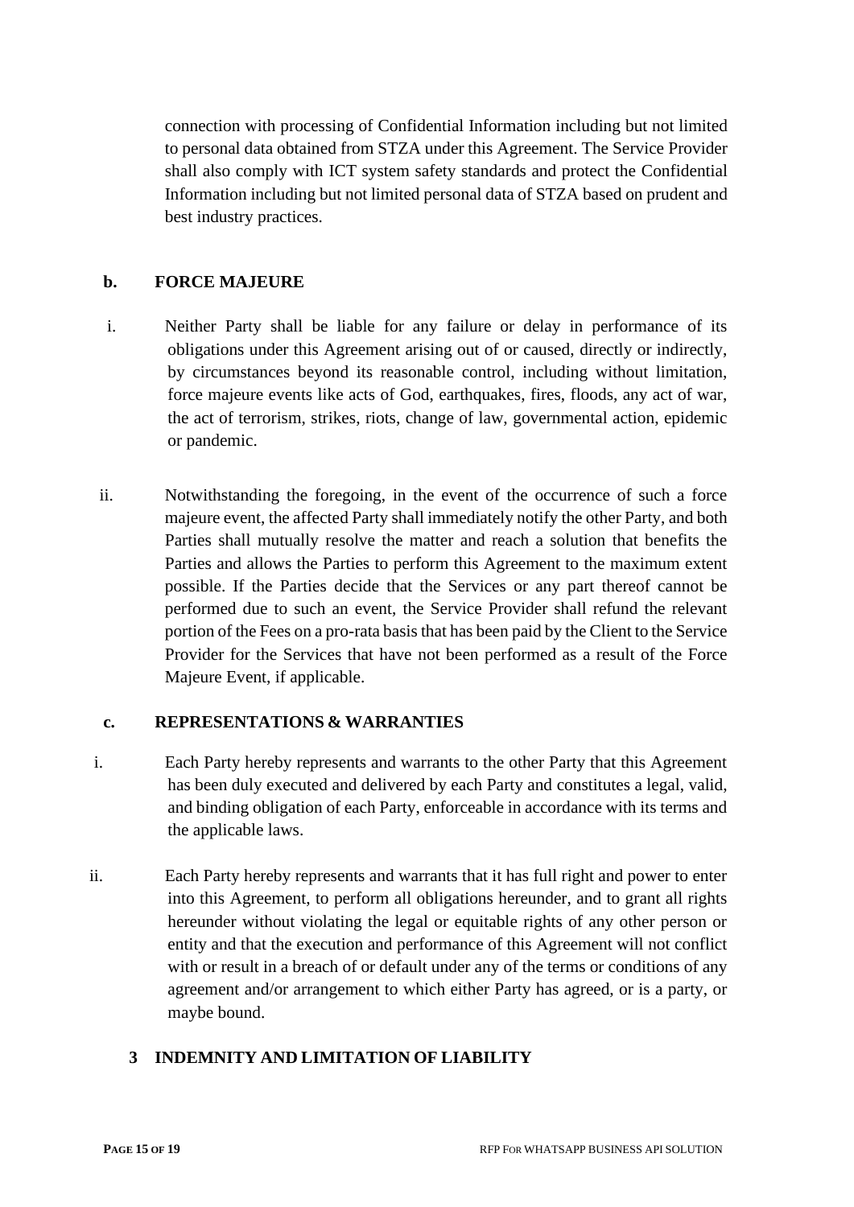connection with processing of Confidential Information including but not limited to personal data obtained from STZA under this Agreement. The Service Provider shall also comply with ICT system safety standards and protect the Confidential Information including but not limited personal data of STZA based on prudent and best industry practices.

**b. FORCE MAJEURE**

i. Neither Party shall be liable for any failure or delay in performance of its obligations under this Agreement arising out of or caused, directly or indirectly, by circumstances beyond its reasonable control, including without limitation, force majeure events like acts of God, earthquakes, fires, floods, any act of war, the act of terrorism, strikes, riots, change of law, governmental action, epidemic or pandemic.

ii. Notwithstanding the foregoing, in the event of the occurrence of such a force majeure event, the affected Party shall immediately notify the other Party, and both Parties shall mutually resolve the matter and reach a solution that benefits the Parties and allows the Parties to perform this Agreement to the maximum extent possible. If the Parties decide that the Services or any part thereof cannot be performed due to such an event, the Service Provider shall refund the relevant portion of the Fees on a pro-rata basis that has been paid by the Client to the Service Provider for the Services that have not been performed as a result of the Force Majeure Event, if applicable.

**c. REPRESENTATIONS & WARRANTIES**

i. Each Party hereby represents and warrants to the other Party that this Agreement has been duly executed and delivered by each Party and constitutes a legal, valid, and binding obligation of each Party, enforceable in accordance with its terms and the applicable laws.

ii. Each Party hereby represents and warrants that it has full right and power to enter into this Agreement, to perform all obligations hereunder, and to grant all rights hereunder without violating the legal or equitable rights of any other person or entity and that the execution and performance of this Agreement will not conflict with or result in a breach of or default under any of the terms or conditions of any agreement and/or arrangement to which either Party has agreed, or is a party, or maybe bound.

## 3 INDEMNITY AND LIMITATION OF LIABILITY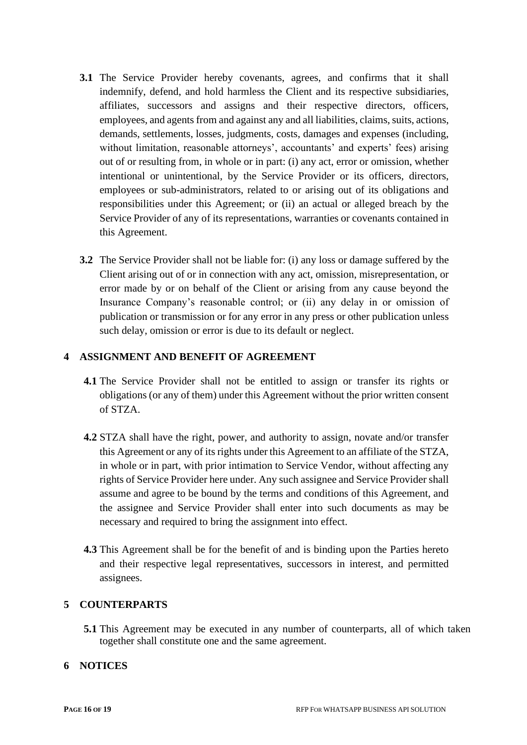**3.1** The Service Provider hereby covenants, agrees, and confirms that it shall indemnify, defend, and hold harmless the Client and its respective subsidiaries, affiliates, successors and assigns and their respective directors, officers, employees, and agents from and against any and all liabilities, claims, suits, actions, demands, settlements, losses, judgments, costs, damages and expenses (including, without limitation, reasonable attorneys', accountants' and experts' fees) arising out of or resulting from, in whole or in part: (i) any act, error or omission, whether intentional or unintentional, by the Service Provider or its officers, directors, employees or sub-administrators, related to or arising out of its obligations and responsibilities under this Agreement; or (ii) an actual or alleged breach by the Service Provider of any of its representations, warranties or covenants contained in this Agreement.

**3.2** The Service Provider shall not be liable for: (i) any loss or damage suffered by the Client arising out of or in connection with any act, omission, misrepresentation, or error made by or on behalf of the Client or arising from any cause beyond the Insurance Company's reasonable control; or (ii) any delay in or omission of publication or transmission or for any error in any press or other publication unless such delay, omission or error is due to its default or neglect.

## 4 ASSIGNMENT AND BENEFIT OF AGREEMENT

**4.1** The Service Provider shall not be entitled to assign or transfer its rights or obligations (or any of them) under this Agreement without the prior written consent of STZA.

**4.2** STZA shall have the right, power, and authority to assign, novate and/or transfer this Agreement or any of its rights under this Agreement to an affiliate of the STZA, in whole or in part, with prior intimation to Service Vendor, without affecting any rights of Service Provider here under. Any such assignee and Service Provider shall assume and agree to be bound by the terms and conditions of this Agreement, and the assignee and Service Provider shall enter into such documents as may be necessary and required to bring the assignment into effect.

**4.3** This Agreement shall be for the benefit of and is binding upon the Parties hereto and their respective legal representatives, successors in interest, and permitted assignees.

## 5 COUNTERPARTS

**5.1** This Agreement may be executed in any number of counterparts, all of which taken together shall constitute one and the same agreement.

## 6 NOTICES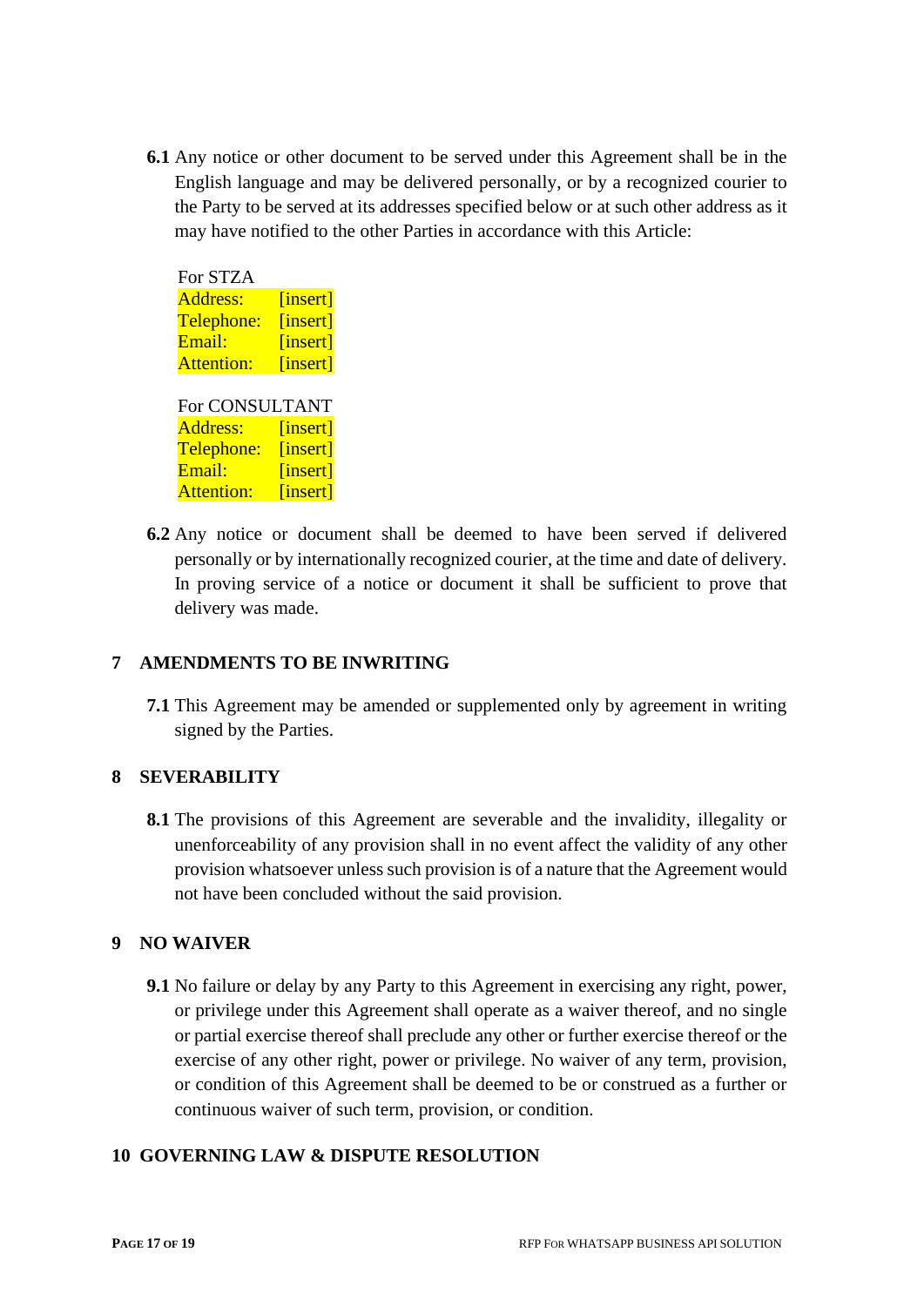**6.1** Any notice or other document to be served under this Agreement shall be in the English language and may be delivered personally, or by a recognized courier to the Party to be served at its addresses specified below or at such other address as it may have notified to the other Parties in accordance with this Article:

For STZA
Address: [insert]
Telephone: [insert]
Email: [insert]
Attention: [insert]

For CONSULTANT
Address: [insert]
Telephone: [insert]
Email: [insert]
Attention: [insert]

**6.2** Any notice or document shall be deemed to have been served if delivered personally or by internationally recognized courier, at the time and date of delivery. In proving service of a notice or document it shall be sufficient to prove that delivery was made.

## 7 AMENDMENTS TO BE INWRITING

**7.1** This Agreement may be amended or supplemented only by agreement in writing signed by the Parties.

## 8 SEVERABILITY

**8.1** The provisions of this Agreement are severable and the invalidity, illegality or unenforceability of any provision shall in no event affect the validity of any other provision whatsoever unless such provision is of a nature that the Agreement would not have been concluded without the said provision.

## 9 NO WAIVER

**9.1** No failure or delay by any Party to this Agreement in exercising any right, power, or privilege under this Agreement shall operate as a waiver thereof, and no single or partial exercise thereof shall preclude any other or further exercise thereof or the exercise of any other right, power or privilege. No waiver of any term, provision, or condition of this Agreement shall be deemed to be or construed as a further or continuous waiver of such term, provision, or condition.

## 10 GOVERNING LAW & DISPUTE RESOLUTION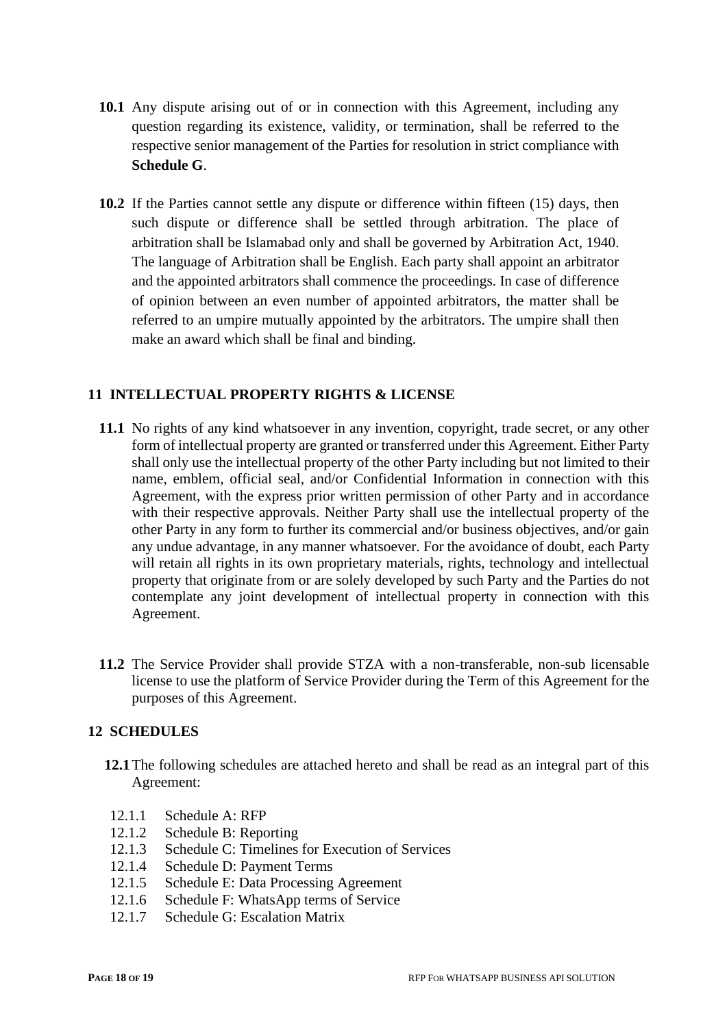**10.1** Any dispute arising out of or in connection with this Agreement, including any question regarding its existence, validity, or termination, shall be referred to the respective senior management of the Parties for resolution in strict compliance with **Schedule G**.

**10.2** If the Parties cannot settle any dispute or difference within fifteen (15) days, then such dispute or difference shall be settled through arbitration. The place of arbitration shall be Islamabad only and shall be governed by Arbitration Act, 1940. The language of Arbitration shall be English. Each party shall appoint an arbitrator and the appointed arbitrators shall commence the proceedings. In case of difference of opinion between an even number of appointed arbitrators, the matter shall be referred to an umpire mutually appointed by the arbitrators. The umpire shall then make an award which shall be final and binding.

## 11 INTELLECTUAL PROPERTY RIGHTS & LICENSE

**11.1** No rights of any kind whatsoever in any invention, copyright, trade secret, or any other form of intellectual property are granted or transferred under this Agreement. Either Party shall only use the intellectual property of the other Party including but not limited to their name, emblem, official seal, and/or Confidential Information in connection with this Agreement, with the express prior written permission of other Party and in accordance with their respective approvals. Neither Party shall use the intellectual property of the other Party in any form to further its commercial and/or business objectives, and/or gain any undue advantage, in any manner whatsoever. For the avoidance of doubt, each Party will retain all rights in its own proprietary materials, rights, technology and intellectual property that originate from or are solely developed by such Party and the Parties do not contemplate any joint development of intellectual property in connection with this Agreement.

**11.2** The Service Provider shall provide STZA with a non-transferable, non-sub licensable license to use the platform of Service Provider during the Term of this Agreement for the purposes of this Agreement.

## 12 SCHEDULES

**12.1** The following schedules are attached hereto and shall be read as an integral part of this Agreement:

12.1.1 Schedule A: RFP
12.1.2 Schedule B: Reporting
12.1.3 Schedule C: Timelines for Execution of Services
12.1.4 Schedule D: Payment Terms
12.1.5 Schedule E: Data Processing Agreement
12.1.6 Schedule F: WhatsApp terms of Service
12.1.7 Schedule G: Escalation Matrix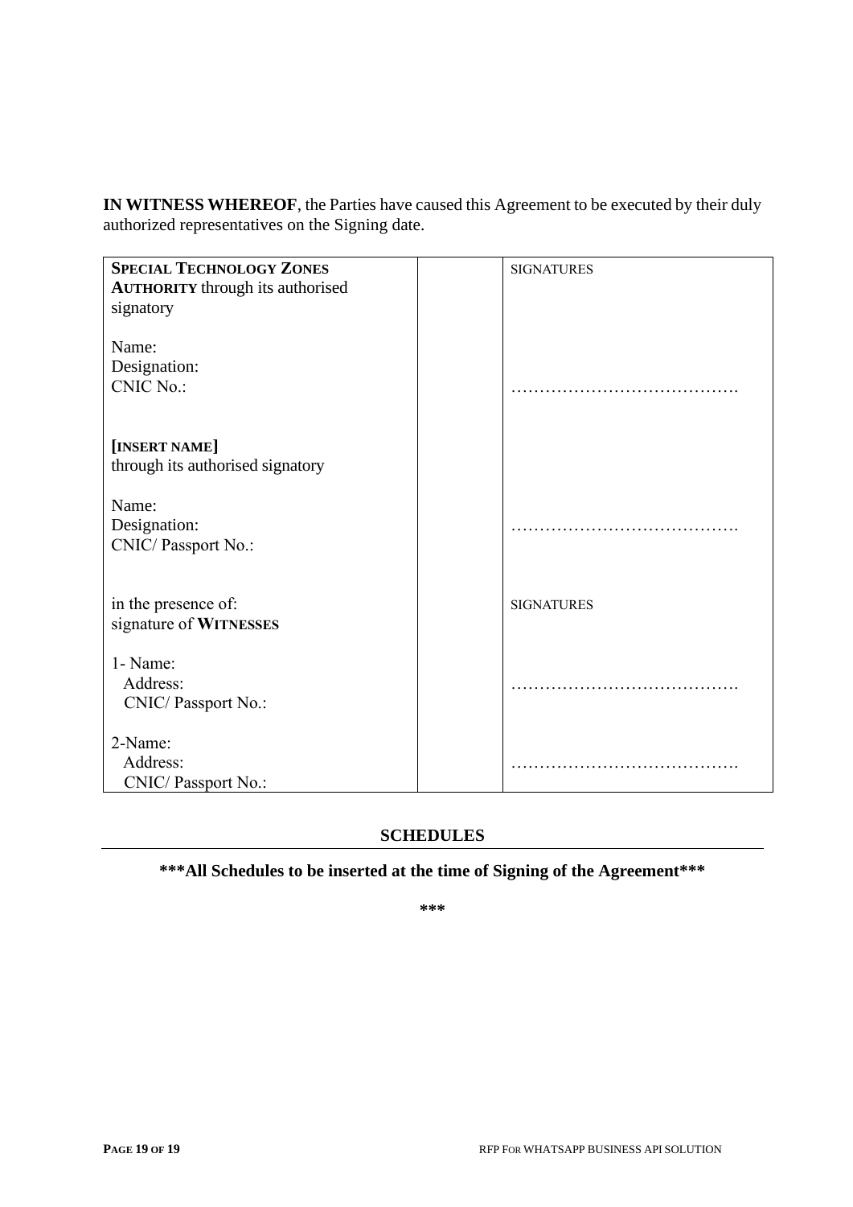**IN WITNESS WHEREOF**, the Parties have caused this Agreement to be executed by their duly authorized representatives on the Signing date.

| | | |
|---|---|---|
| **SPECIAL TECHNOLOGY ZONES AUTHORITY** through its authorised signatory<br><br>Name:<br>Designation:<br>CNIC No.: | | SIGNATURES<br><br><br><br><br>………………………………… |
| **[INSERT NAME]**<br>through its authorised signatory<br><br>Name:<br>Designation:<br>CNIC/ Passport No.: | | <br><br><br><br>………………………………… |
| in the presence of:<br>signature of **WITNESSES**<br><br>1- Name:<br>Address:<br>CNIC/ Passport No.:<br><br>2-Name:<br>Address:<br>CNIC/ Passport No.: | | SIGNATURES<br><br><br><br>…………………………………<br><br><br><br>………………………………… |

## SCHEDULES

**\*\*\*All Schedules to be inserted at the time of Signing of the Agreement\*\*\***

**\*\*\***